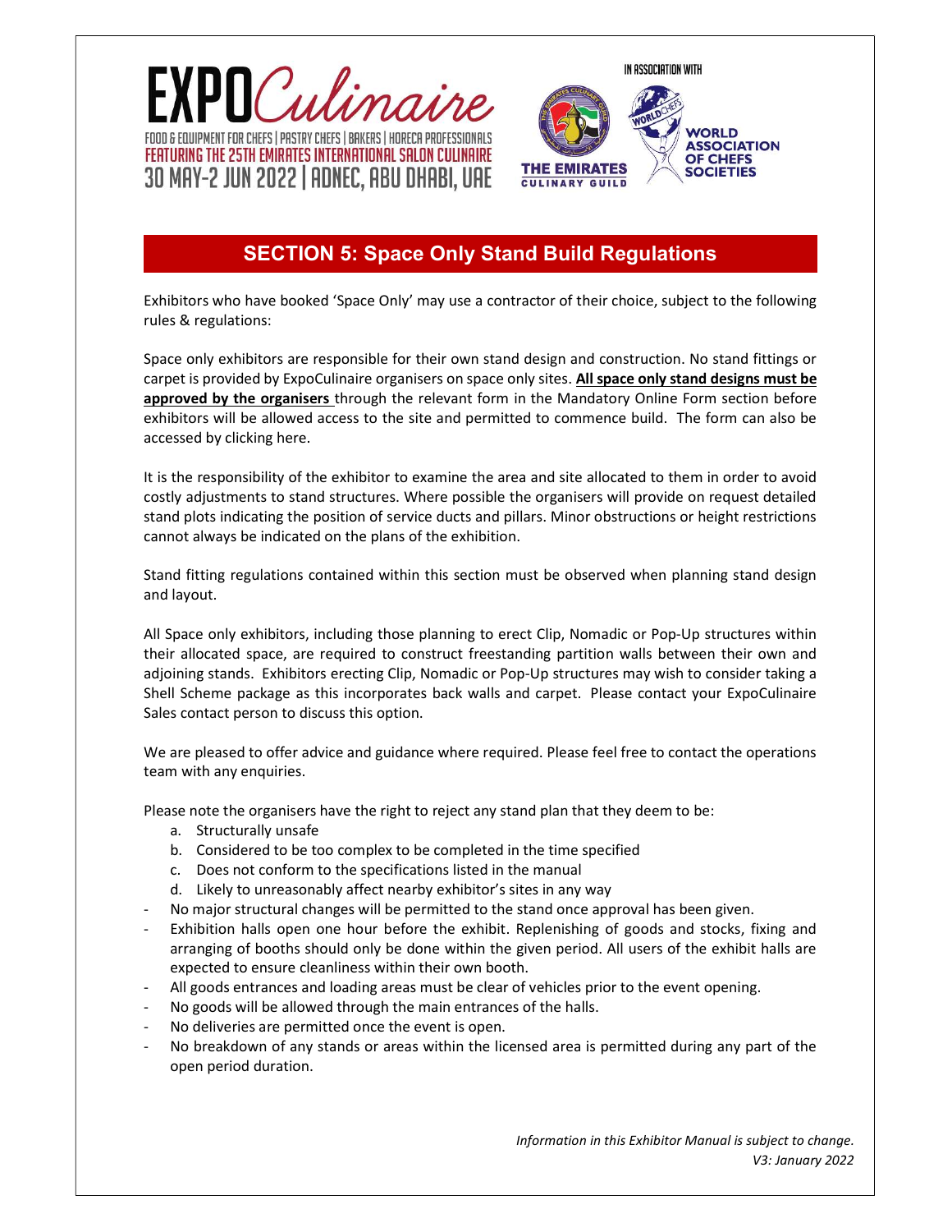# SECTION 5: Space Only Stand Build Regulations

Exhibitors who have booked 'Space Only' may use a contractor of their choice, subject to the following rules & regulations:

Space only exhibitors are responsible for their own stand design and construction. No stand fittings or carpet is provided by ExpoCulinaire organisers on space only sites. **All space only stand designs must be approved by the organisers** through the relevant form in the Mandatory Online Form section before exhibitors will be allowed access to the site and permitted to commence build. The form can also be accessed by clicking here.

It is the responsibility of the exhibitor to examine the area and site allocated to them in order to avoid costly adjustments to stand structures. Where possible the organisers will provide on request detailed stand plots indicating the position of service ducts and pillars. Minor obstructions or height restrictions cannot always be indicated on the plans of the exhibition.

Stand fitting regulations contained within this section must be observed when planning stand design and layout.

All Space only exhibitors, including those planning to erect Clip, Nomadic or Pop-Up structures within their allocated space, are required to construct freestanding partition walls between their own and adjoining stands. Exhibitors erecting Clip, Nomadic or Pop-Up structures may wish to consider taking a Shell Scheme package as this incorporates back walls and carpet. Please contact your ExpoCulinaire Sales contact person to discuss this option.

We are pleased to offer advice and guidance where required. Please feel free to contact the operations team with any enquiries.

Please note the organisers have the right to reject any stand plan that they deem to be:

a. Structurally unsafe
b. Considered to be too complex to be completed in the time specified
c. Does not conform to the specifications listed in the manual
d. Likely to unreasonably affect nearby exhibitor's sites in any way

- No major structural changes will be permitted to the stand once approval has been given.
- Exhibition halls open one hour before the exhibit. Replenishing of goods and stocks, fixing and arranging of booths should only be done within the given period. All users of the exhibit halls are expected to ensure cleanliness within their own booth.
- All goods entrances and loading areas must be clear of vehicles prior to the event opening.
- No goods will be allowed through the main entrances of the halls.
- No deliveries are permitted once the event is open.
- No breakdown of any stands or areas within the licensed area is permitted during any part of the open period duration.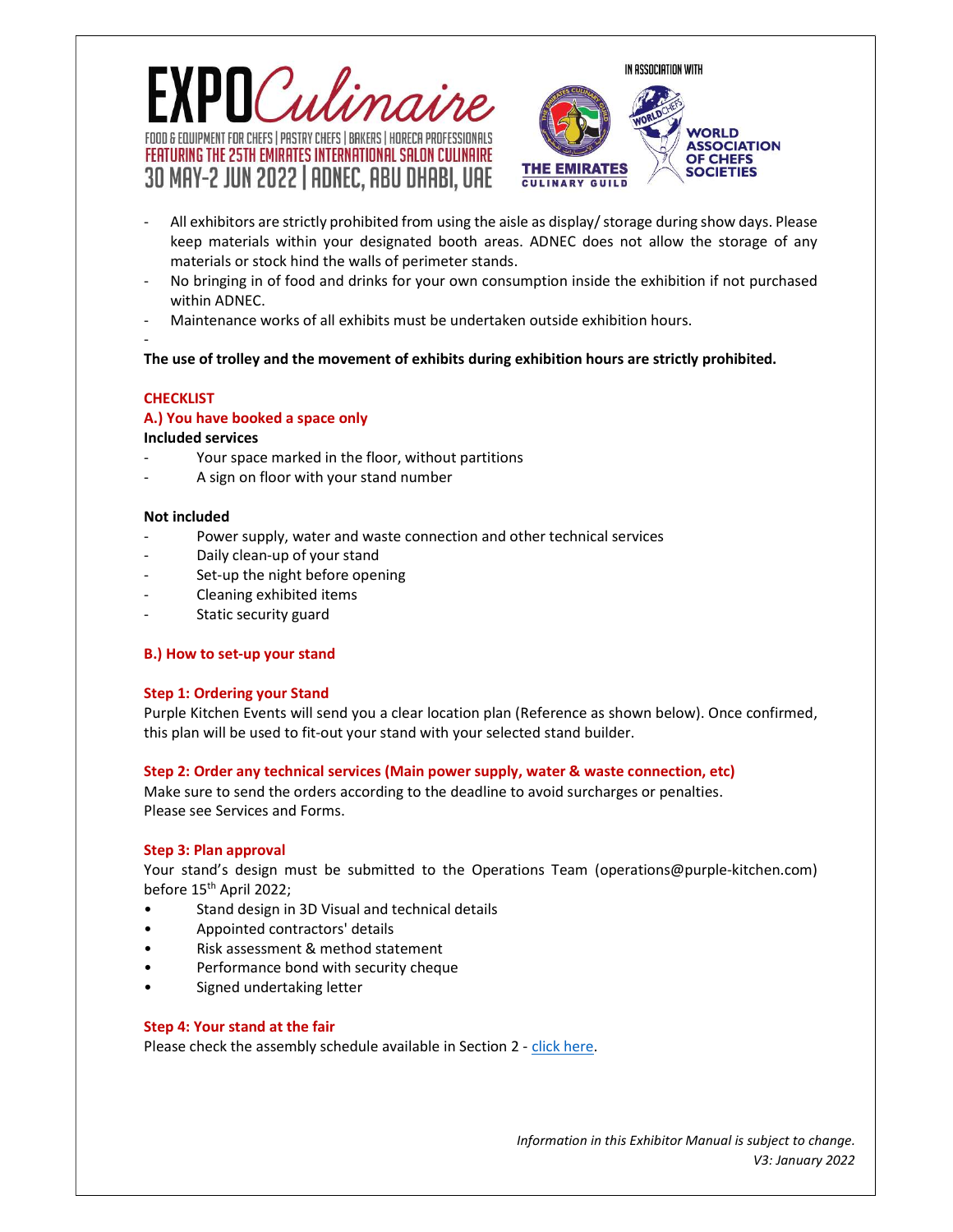- All exhibitors are strictly prohibited from using the aisle as display/ storage during show days. Please keep materials within your designated booth areas. ADNEC does not allow the storage of any materials or stock hind the walls of perimeter stands.
- No bringing in of food and drinks for your own consumption inside the exhibition if not purchased within ADNEC.
- Maintenance works of all exhibits must be undertaken outside exhibition hours.
-

**The use of trolley and the movement of exhibits during exhibition hours are strictly prohibited.**

## CHECKLIST

### A.) You have booked a space only

**Included services**

- Your space marked in the floor, without partitions
- A sign on floor with your stand number

**Not included**

- Power supply, water and waste connection and other technical services
- Daily clean-up of your stand
- Set-up the night before opening
- Cleaning exhibited items
- Static security guard

### B.) How to set-up your stand

#### Step 1: Ordering your Stand

Purple Kitchen Events will send you a clear location plan (Reference as shown below). Once confirmed, this plan will be used to fit-out your stand with your selected stand builder.

#### Step 2: Order any technical services (Main power supply, water & waste connection, etc)

Make sure to send the orders according to the deadline to avoid surcharges or penalties.
Please see Services and Forms.

#### Step 3: Plan approval

Your stand's design must be submitted to the Operations Team (operations@purple-kitchen.com) before 15th April 2022;

- Stand design in 3D Visual and technical details
- Appointed contractors' details
- Risk assessment & method statement
- Performance bond with security cheque
- Signed undertaking letter

#### Step 4: Your stand at the fair

Please check the assembly schedule available in Section 2 - click here.

*Information in this Exhibitor Manual is subject to change.*
*V3: January 2022*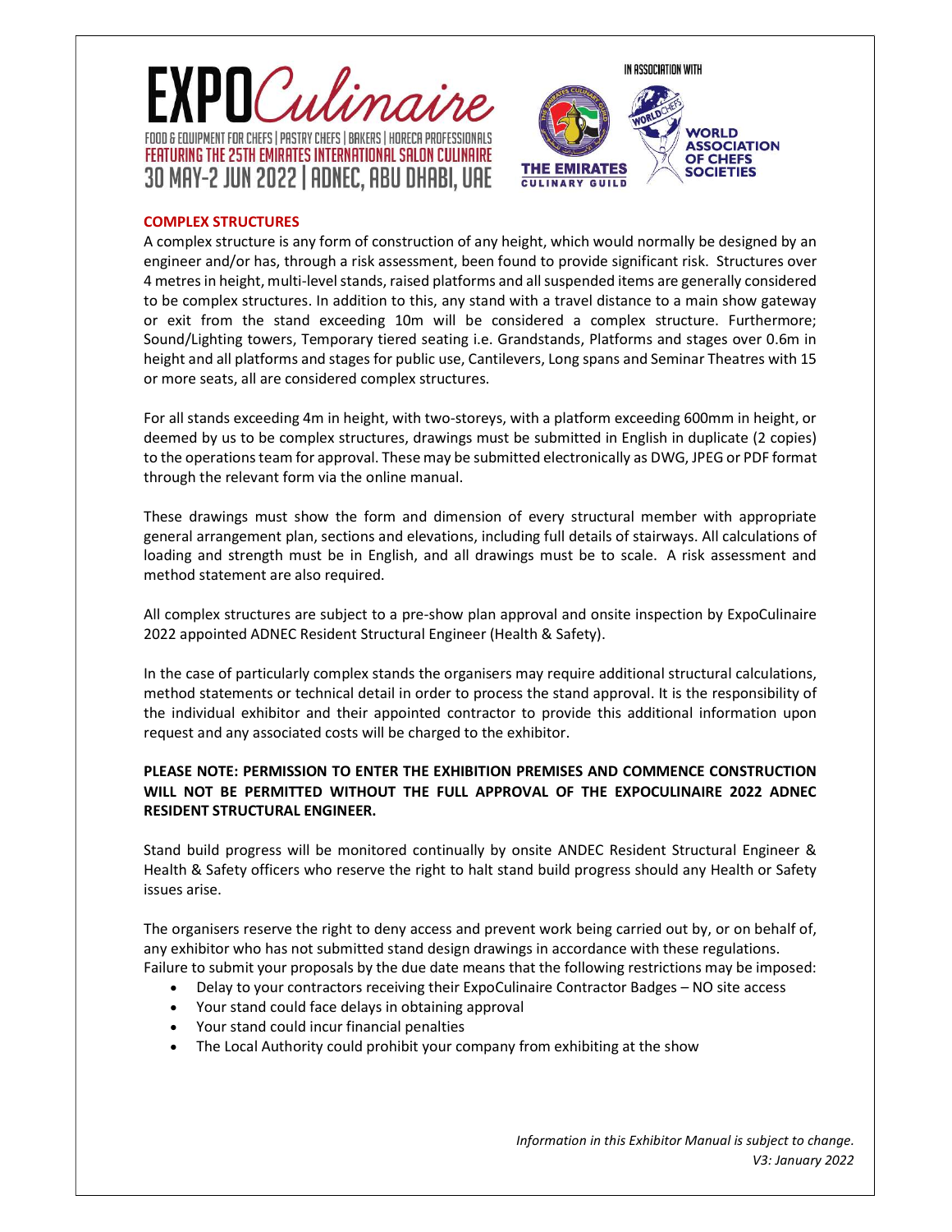## COMPLEX STRUCTURES

A complex structure is any form of construction of any height, which would normally be designed by an engineer and/or has, through a risk assessment, been found to provide significant risk. Structures over 4 metres in height, multi-level stands, raised platforms and all suspended items are generally considered to be complex structures. In addition to this, any stand with a travel distance to a main show gateway or exit from the stand exceeding 10m will be considered a complex structure. Furthermore; Sound/Lighting towers, Temporary tiered seating i.e. Grandstands, Platforms and stages over 0.6m in height and all platforms and stages for public use, Cantilevers, Long spans and Seminar Theatres with 15 or more seats, all are considered complex structures.

For all stands exceeding 4m in height, with two-storeys, with a platform exceeding 600mm in height, or deemed by us to be complex structures, drawings must be submitted in English in duplicate (2 copies) to the operations team for approval. These may be submitted electronically as DWG, JPEG or PDF format through the relevant form via the online manual.

These drawings must show the form and dimension of every structural member with appropriate general arrangement plan, sections and elevations, including full details of stairways. All calculations of loading and strength must be in English, and all drawings must be to scale. A risk assessment and method statement are also required.

All complex structures are subject to a pre-show plan approval and onsite inspection by ExpoCulinaire 2022 appointed ADNEC Resident Structural Engineer (Health & Safety).

In the case of particularly complex stands the organisers may require additional structural calculations, method statements or technical detail in order to process the stand approval. It is the responsibility of the individual exhibitor and their appointed contractor to provide this additional information upon request and any associated costs will be charged to the exhibitor.

**PLEASE NOTE: PERMISSION TO ENTER THE EXHIBITION PREMISES AND COMMENCE CONSTRUCTION WILL NOT BE PERMITTED WITHOUT THE FULL APPROVAL OF THE EXPOCULINAIRE 2022 ADNEC RESIDENT STRUCTURAL ENGINEER.**

Stand build progress will be monitored continually by onsite ANDEC Resident Structural Engineer & Health & Safety officers who reserve the right to halt stand build progress should any Health or Safety issues arise.

The organisers reserve the right to deny access and prevent work being carried out by, or on behalf of, any exhibitor who has not submitted stand design drawings in accordance with these regulations. Failure to submit your proposals by the due date means that the following restrictions may be imposed:

- Delay to your contractors receiving their ExpoCulinaire Contractor Badges – NO site access
- Your stand could face delays in obtaining approval
- Your stand could incur financial penalties
- The Local Authority could prohibit your company from exhibiting at the show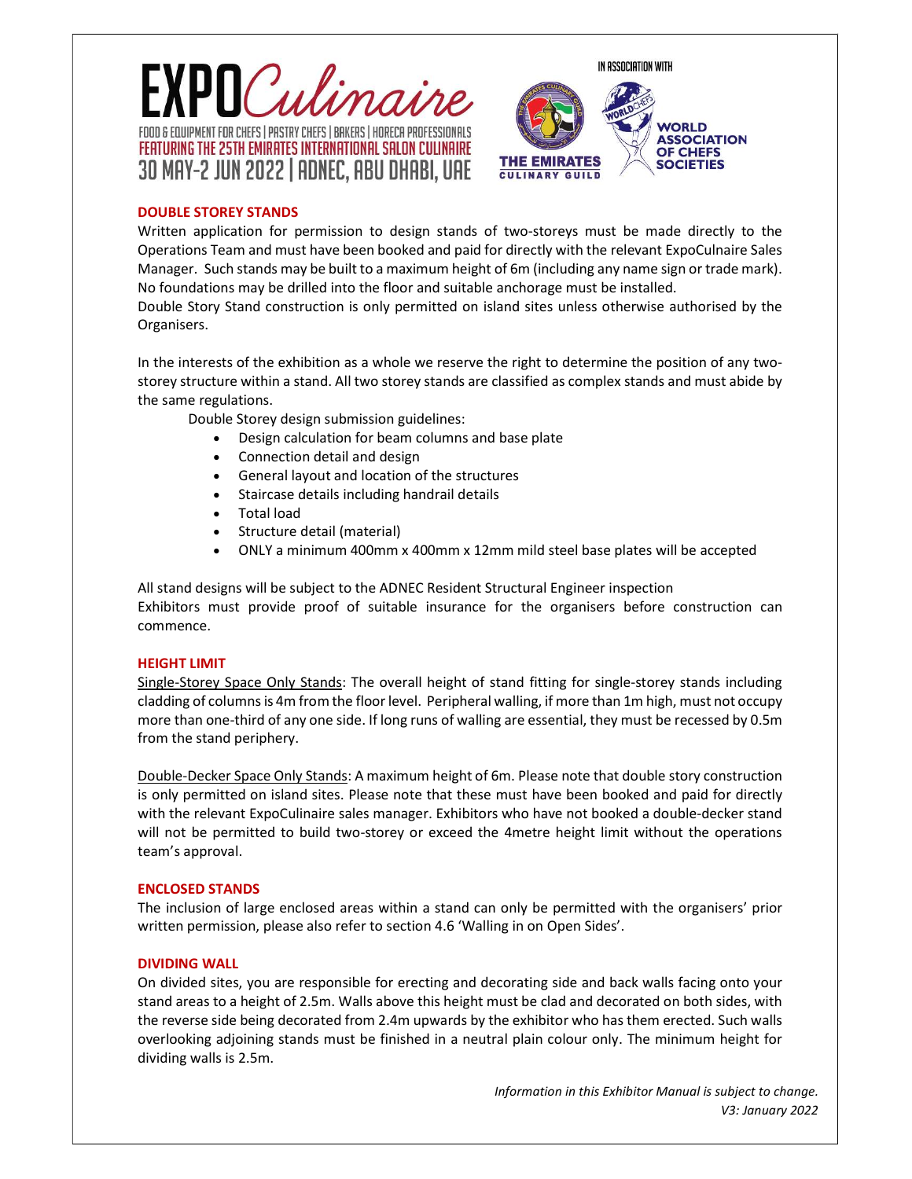## DOUBLE STOREY STANDS

Written application for permission to design stands of two-storeys must be made directly to the Operations Team and must have been booked and paid for directly with the relevant ExpoCulnaire Sales Manager. Such stands may be built to a maximum height of 6m (including any name sign or trade mark). No foundations may be drilled into the floor and suitable anchorage must be installed.

Double Story Stand construction is only permitted on island sites unless otherwise authorised by the Organisers.

In the interests of the exhibition as a whole we reserve the right to determine the position of any two-storey structure within a stand. All two storey stands are classified as complex stands and must abide by the same regulations.

Double Storey design submission guidelines:

- Design calculation for beam columns and base plate
- Connection detail and design
- General layout and location of the structures
- Staircase details including handrail details
- Total load
- Structure detail (material)
- ONLY a minimum 400mm x 400mm x 12mm mild steel base plates will be accepted

All stand designs will be subject to the ADNEC Resident Structural Engineer inspection

Exhibitors must provide proof of suitable insurance for the organisers before construction can commence.

## HEIGHT LIMIT

Single-Storey Space Only Stands: The overall height of stand fitting for single-storey stands including cladding of columns is 4m from the floor level. Peripheral walling, if more than 1m high, must not occupy more than one-third of any one side. If long runs of walling are essential, they must be recessed by 0.5m from the stand periphery.

Double-Decker Space Only Stands: A maximum height of 6m. Please note that double story construction is only permitted on island sites. Please note that these must have been booked and paid for directly with the relevant ExpoCulinaire sales manager. Exhibitors who have not booked a double-decker stand will not be permitted to build two-storey or exceed the 4metre height limit without the operations team's approval.

## ENCLOSED STANDS

The inclusion of large enclosed areas within a stand can only be permitted with the organisers' prior written permission, please also refer to section 4.6 'Walling in on Open Sides'.

## DIVIDING WALL

On divided sites, you are responsible for erecting and decorating side and back walls facing onto your stand areas to a height of 2.5m. Walls above this height must be clad and decorated on both sides, with the reverse side being decorated from 2.4m upwards by the exhibitor who has them erected. Such walls overlooking adjoining stands must be finished in a neutral plain colour only. The minimum height for dividing walls is 2.5m.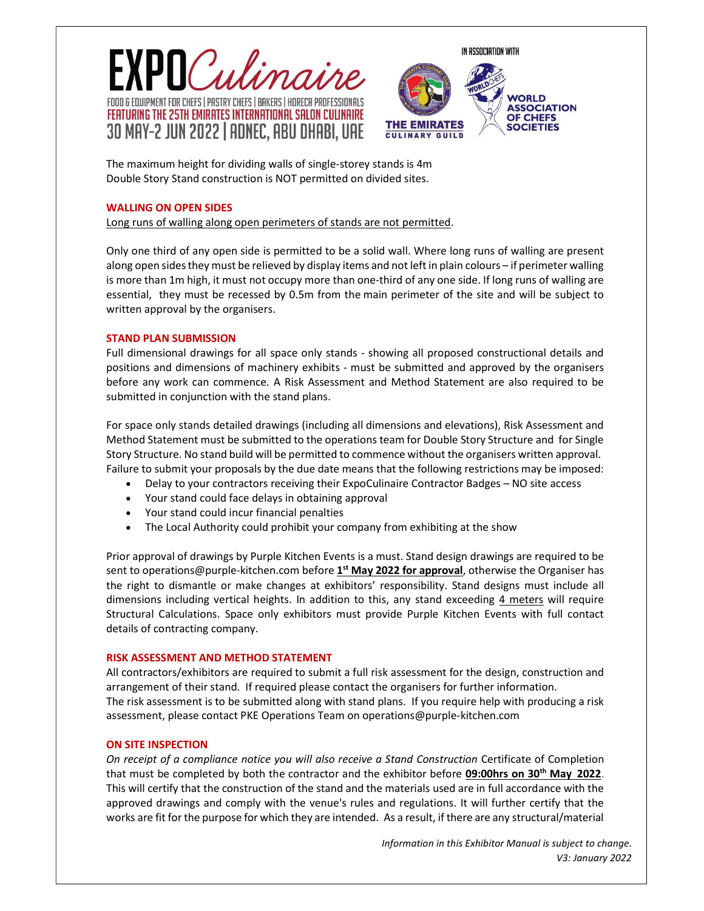The maximum height for dividing walls of single-storey stands is 4m
Double Story Stand construction is NOT permitted on divided sites.

## WALLING ON OPEN SIDES

Long runs of walling along open perimeters of stands are not permitted.

Only one third of any open side is permitted to be a solid wall. Where long runs of walling are present along open sides they must be relieved by display items and not left in plain colours – if perimeter walling is more than 1m high, it must not occupy more than one-third of any one side. If long runs of walling are essential, they must be recessed by 0.5m from the main perimeter of the site and will be subject to written approval by the organisers.

## STAND PLAN SUBMISSION

Full dimensional drawings for all space only stands - showing all proposed constructional details and positions and dimensions of machinery exhibits - must be submitted and approved by the organisers before any work can commence. A Risk Assessment and Method Statement are also required to be submitted in conjunction with the stand plans.

For space only stands detailed drawings (including all dimensions and elevations), Risk Assessment and Method Statement must be submitted to the operations team for Double Story Structure and for Single Story Structure. No stand build will be permitted to commence without the organisers written approval. Failure to submit your proposals by the due date means that the following restrictions may be imposed:

- Delay to your contractors receiving their ExpoCulinaire Contractor Badges – NO site access
- Your stand could face delays in obtaining approval
- Your stand could incur financial penalties
- The Local Authority could prohibit your company from exhibiting at the show

Prior approval of drawings by Purple Kitchen Events is a must. Stand design drawings are required to be sent to operations@purple-kitchen.com before **1st May 2022 for approval**, otherwise the Organiser has the right to dismantle or make changes at exhibitors' responsibility. Stand designs must include all dimensions including vertical heights. In addition to this, any stand exceeding 4 meters will require Structural Calculations. Space only exhibitors must provide Purple Kitchen Events with full contact details of contracting company.

## RISK ASSESSMENT AND METHOD STATEMENT

All contractors/exhibitors are required to submit a full risk assessment for the design, construction and arrangement of their stand. If required please contact the organisers for further information.
The risk assessment is to be submitted along with stand plans. If you require help with producing a risk assessment, please contact PKE Operations Team on operations@purple-kitchen.com

## ON SITE INSPECTION

*On receipt of a compliance notice you will also receive a Stand Construction* Certificate of Completion that must be completed by both the contractor and the exhibitor before **09:00hrs on 30th May 2022**. This will certify that the construction of the stand and the materials used are in full accordance with the approved drawings and comply with the venue's rules and regulations. It will further certify that the works are fit for the purpose for which they are intended. As a result, if there are any structural/material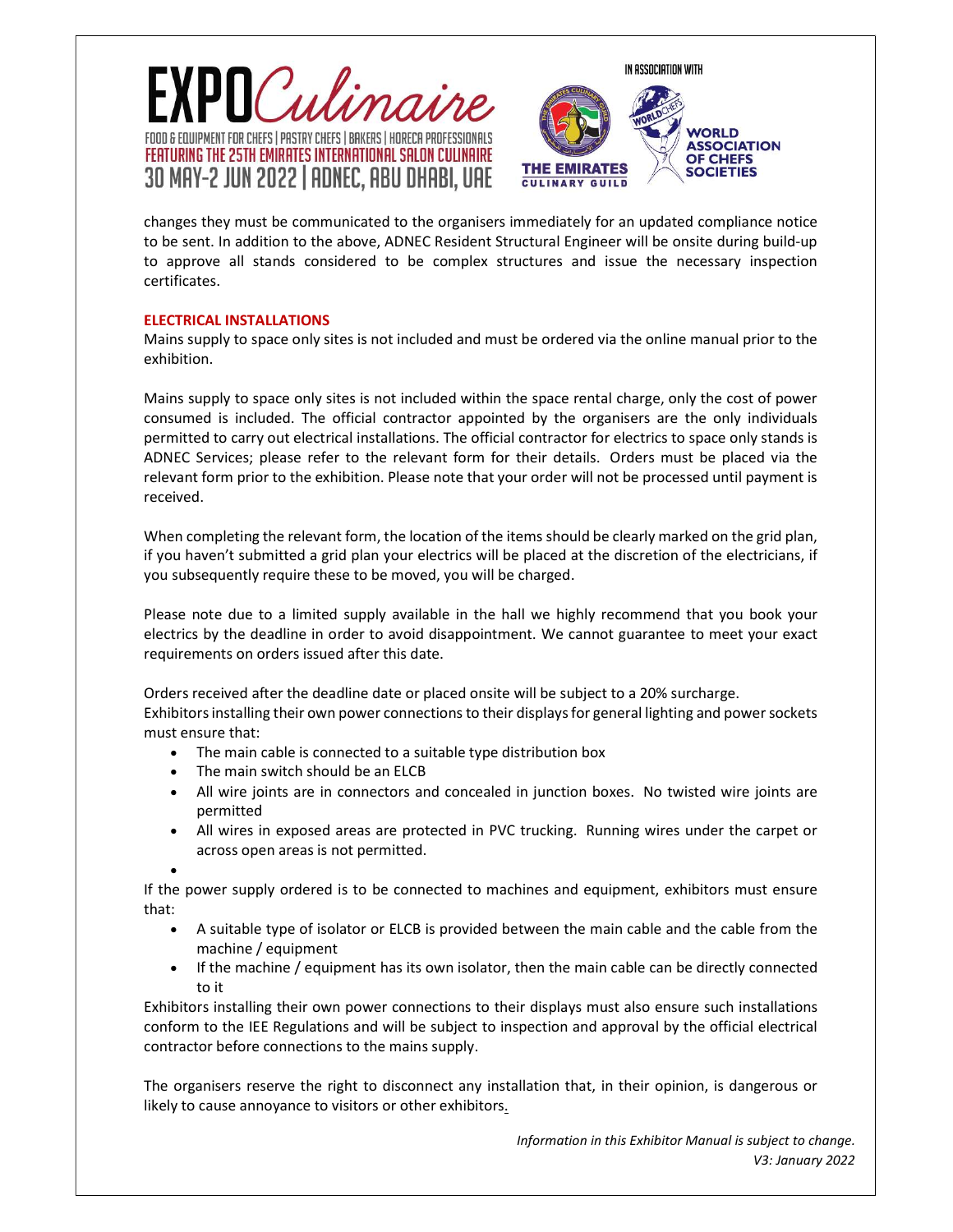changes they must be communicated to the organisers immediately for an updated compliance notice to be sent. In addition to the above, ADNEC Resident Structural Engineer will be onsite during build-up to approve all stands considered to be complex structures and issue the necessary inspection certificates.

## ELECTRICAL INSTALLATIONS

Mains supply to space only sites is not included and must be ordered via the online manual prior to the exhibition.

Mains supply to space only sites is not included within the space rental charge, only the cost of power consumed is included. The official contractor appointed by the organisers are the only individuals permitted to carry out electrical installations. The official contractor for electrics to space only stands is ADNEC Services; please refer to the relevant form for their details. Orders must be placed via the relevant form prior to the exhibition. Please note that your order will not be processed until payment is received.

When completing the relevant form, the location of the items should be clearly marked on the grid plan, if you haven't submitted a grid plan your electrics will be placed at the discretion of the electricians, if you subsequently require these to be moved, you will be charged.

Please note due to a limited supply available in the hall we highly recommend that you book your electrics by the deadline in order to avoid disappointment. We cannot guarantee to meet your exact requirements on orders issued after this date.

Orders received after the deadline date or placed onsite will be subject to a 20% surcharge.
Exhibitors installing their own power connections to their displays for general lighting and power sockets must ensure that:

- The main cable is connected to a suitable type distribution box
- The main switch should be an ELCB
- All wire joints are in connectors and concealed in junction boxes. No twisted wire joints are permitted
- All wires in exposed areas are protected in PVC trucking. Running wires under the carpet or across open areas is not permitted.

If the power supply ordered is to be connected to machines and equipment, exhibitors must ensure that:

- A suitable type of isolator or ELCB is provided between the main cable and the cable from the machine / equipment
- If the machine / equipment has its own isolator, then the main cable can be directly connected to it

Exhibitors installing their own power connections to their displays must also ensure such installations conform to the IEE Regulations and will be subject to inspection and approval by the official electrical contractor before connections to the mains supply.

The organisers reserve the right to disconnect any installation that, in their opinion, is dangerous or likely to cause annoyance to visitors or other exhibitors.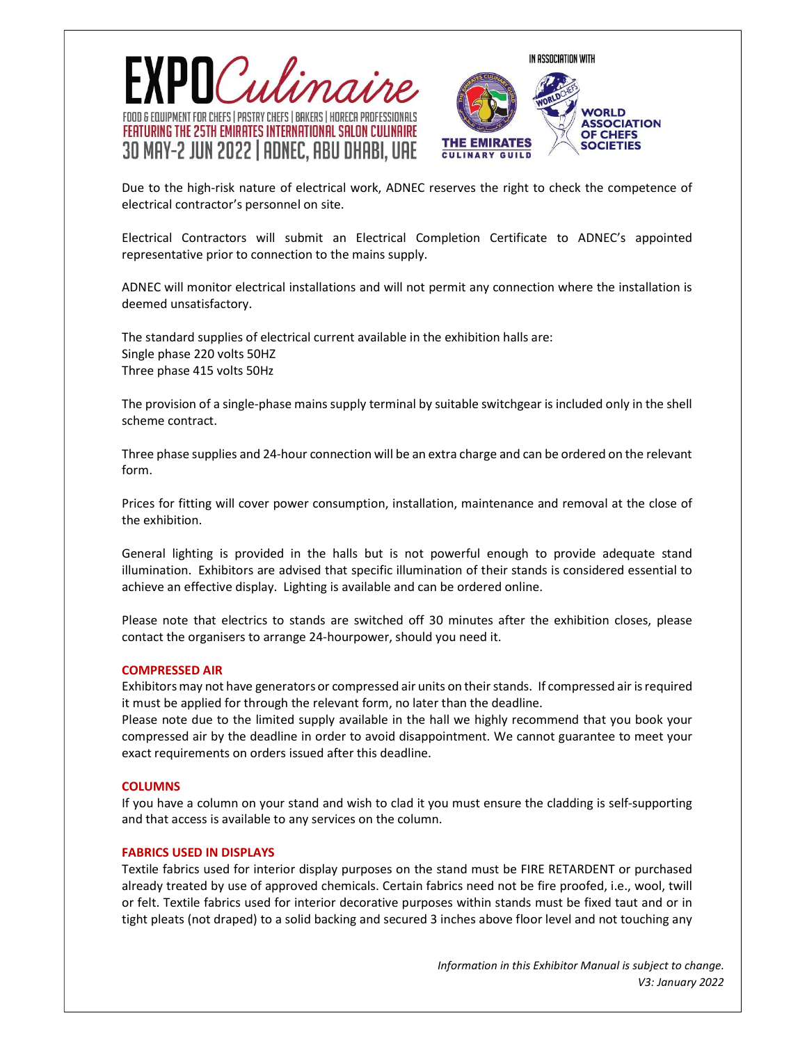Due to the high-risk nature of electrical work, ADNEC reserves the right to check the competence of electrical contractor's personnel on site.

Electrical Contractors will submit an Electrical Completion Certificate to ADNEC's appointed representative prior to connection to the mains supply.

ADNEC will monitor electrical installations and will not permit any connection where the installation is deemed unsatisfactory.

The standard supplies of electrical current available in the exhibition halls are:
Single phase 220 volts 50HZ
Three phase 415 volts 50Hz

The provision of a single-phase mains supply terminal by suitable switchgear is included only in the shell scheme contract.

Three phase supplies and 24-hour connection will be an extra charge and can be ordered on the relevant form.

Prices for fitting will cover power consumption, installation, maintenance and removal at the close of the exhibition.

General lighting is provided in the halls but is not powerful enough to provide adequate stand illumination. Exhibitors are advised that specific illumination of their stands is considered essential to achieve an effective display. Lighting is available and can be ordered online.

Please note that electrics to stands are switched off 30 minutes after the exhibition closes, please contact the organisers to arrange 24-hourpower, should you need it.

## COMPRESSED AIR

Exhibitors may not have generators or compressed air units on their stands. If compressed air is required it must be applied for through the relevant form, no later than the deadline.
Please note due to the limited supply available in the hall we highly recommend that you book your compressed air by the deadline in order to avoid disappointment. We cannot guarantee to meet your exact requirements on orders issued after this deadline.

## COLUMNS

If you have a column on your stand and wish to clad it you must ensure the cladding is self-supporting and that access is available to any services on the column.

## FABRICS USED IN DISPLAYS

Textile fabrics used for interior display purposes on the stand must be FIRE RETARDENT or purchased already treated by use of approved chemicals. Certain fabrics need not be fire proofed, i.e., wool, twill or felt. Textile fabrics used for interior decorative purposes within stands must be fixed taut and or in tight pleats (not draped) to a solid backing and secured 3 inches above floor level and not touching any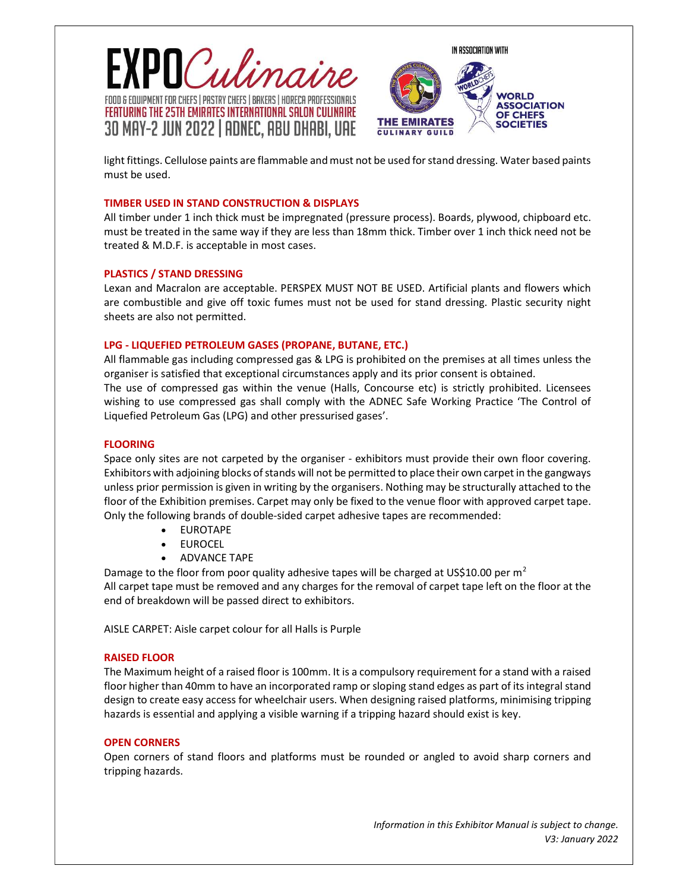light fittings. Cellulose paints are flammable and must not be used for stand dressing. Water based paints must be used.

## TIMBER USED IN STAND CONSTRUCTION & DISPLAYS

All timber under 1 inch thick must be impregnated (pressure process). Boards, plywood, chipboard etc. must be treated in the same way if they are less than 18mm thick. Timber over 1 inch thick need not be treated & M.D.F. is acceptable in most cases.

## PLASTICS / STAND DRESSING

Lexan and Macralon are acceptable. PERSPEX MUST NOT BE USED. Artificial plants and flowers which are combustible and give off toxic fumes must not be used for stand dressing. Plastic security night sheets are also not permitted.

## LPG - LIQUEFIED PETROLEUM GASES (PROPANE, BUTANE, ETC.)

All flammable gas including compressed gas & LPG is prohibited on the premises at all times unless the organiser is satisfied that exceptional circumstances apply and its prior consent is obtained.
The use of compressed gas within the venue (Halls, Concourse etc) is strictly prohibited. Licensees wishing to use compressed gas shall comply with the ADNEC Safe Working Practice 'The Control of Liquefied Petroleum Gas (LPG) and other pressurised gases'.

## FLOORING

Space only sites are not carpeted by the organiser - exhibitors must provide their own floor covering. Exhibitors with adjoining blocks of stands will not be permitted to place their own carpet in the gangways unless prior permission is given in writing by the organisers. Nothing may be structurally attached to the floor of the Exhibition premises. Carpet may only be fixed to the venue floor with approved carpet tape. Only the following brands of double-sided carpet adhesive tapes are recommended:

- EUROTAPE
- EUROCEL
- ADVANCE TAPE

Damage to the floor from poor quality adhesive tapes will be charged at US$10.00 per $m^2$
All carpet tape must be removed and any charges for the removal of carpet tape left on the floor at the end of breakdown will be passed direct to exhibitors.

AISLE CARPET: Aisle carpet colour for all Halls is Purple

## RAISED FLOOR

The Maximum height of a raised floor is 100mm. It is a compulsory requirement for a stand with a raised floor higher than 40mm to have an incorporated ramp or sloping stand edges as part of its integral stand design to create easy access for wheelchair users. When designing raised platforms, minimising tripping hazards is essential and applying a visible warning if a tripping hazard should exist is key.

## OPEN CORNERS

Open corners of stand floors and platforms must be rounded or angled to avoid sharp corners and tripping hazards.

*Information in this Exhibitor Manual is subject to change.*
*V3: January 2022*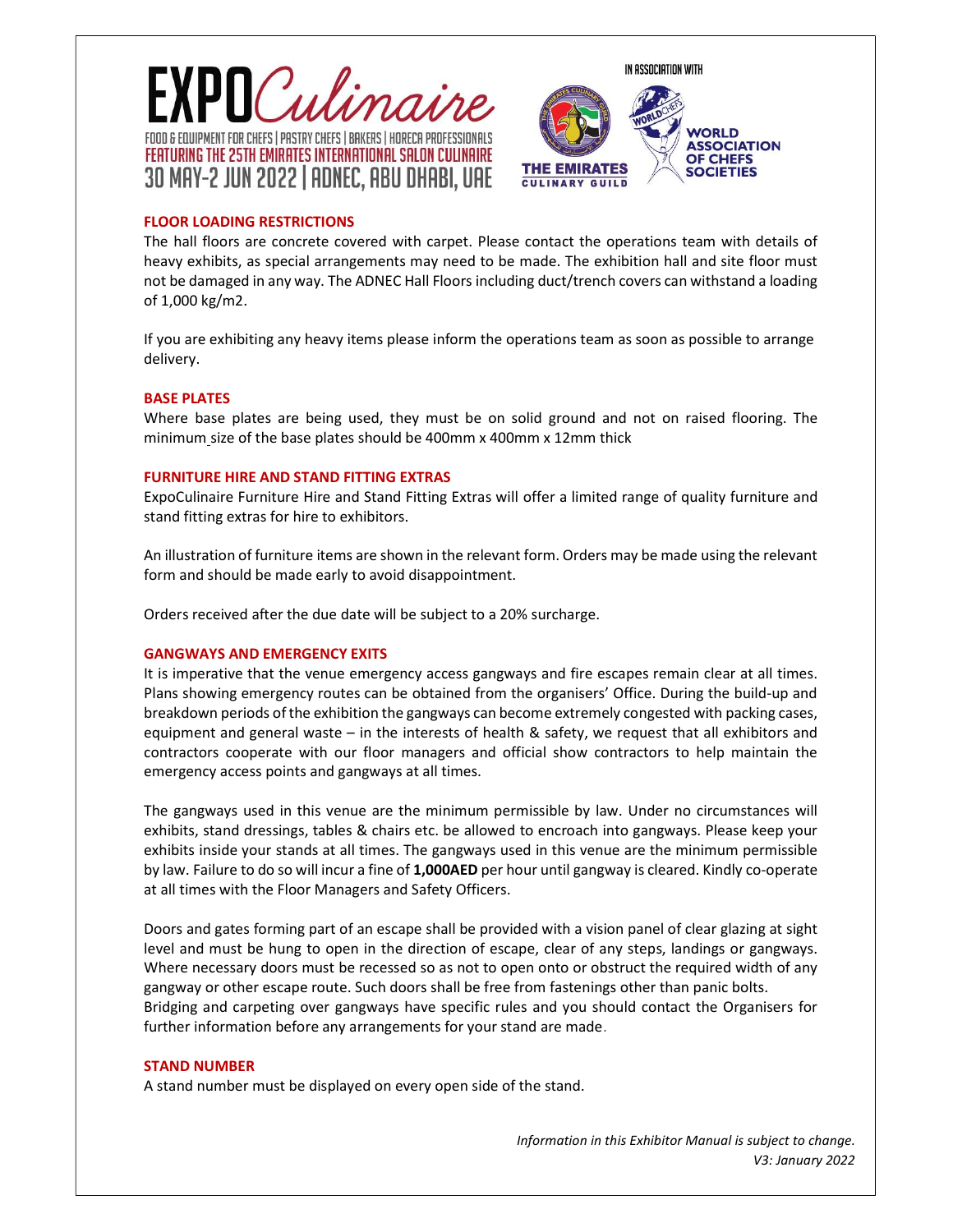## FLOOR LOADING RESTRICTIONS

The hall floors are concrete covered with carpet. Please contact the operations team with details of heavy exhibits, as special arrangements may need to be made. The exhibition hall and site floor must not be damaged in any way. The ADNEC Hall Floors including duct/trench covers can withstand a loading of 1,000 kg/m2.

If you are exhibiting any heavy items please inform the operations team as soon as possible to arrange delivery.

## BASE PLATES

Where base plates are being used, they must be on solid ground and not on raised flooring. The minimum size of the base plates should be 400mm x 400mm x 12mm thick

## FURNITURE HIRE AND STAND FITTING EXTRAS

ExpoCulinaire Furniture Hire and Stand Fitting Extras will offer a limited range of quality furniture and stand fitting extras for hire to exhibitors.

An illustration of furniture items are shown in the relevant form. Orders may be made using the relevant form and should be made early to avoid disappointment.

Orders received after the due date will be subject to a 20% surcharge.

## GANGWAYS AND EMERGENCY EXITS

It is imperative that the venue emergency access gangways and fire escapes remain clear at all times. Plans showing emergency routes can be obtained from the organisers' Office. During the build-up and breakdown periods of the exhibition the gangways can become extremely congested with packing cases, equipment and general waste – in the interests of health & safety, we request that all exhibitors and contractors cooperate with our floor managers and official show contractors to help maintain the emergency access points and gangways at all times.

The gangways used in this venue are the minimum permissible by law. Under no circumstances will exhibits, stand dressings, tables & chairs etc. be allowed to encroach into gangways. Please keep your exhibits inside your stands at all times. The gangways used in this venue are the minimum permissible by law. Failure to do so will incur a fine of **1,000AED** per hour until gangway is cleared. Kindly co-operate at all times with the Floor Managers and Safety Officers.

Doors and gates forming part of an escape shall be provided with a vision panel of clear glazing at sight level and must be hung to open in the direction of escape, clear of any steps, landings or gangways. Where necessary doors must be recessed so as not to open onto or obstruct the required width of any gangway or other escape route. Such doors shall be free from fastenings other than panic bolts.
Bridging and carpeting over gangways have specific rules and you should contact the Organisers for further information before any arrangements for your stand are made.

## STAND NUMBER

A stand number must be displayed on every open side of the stand.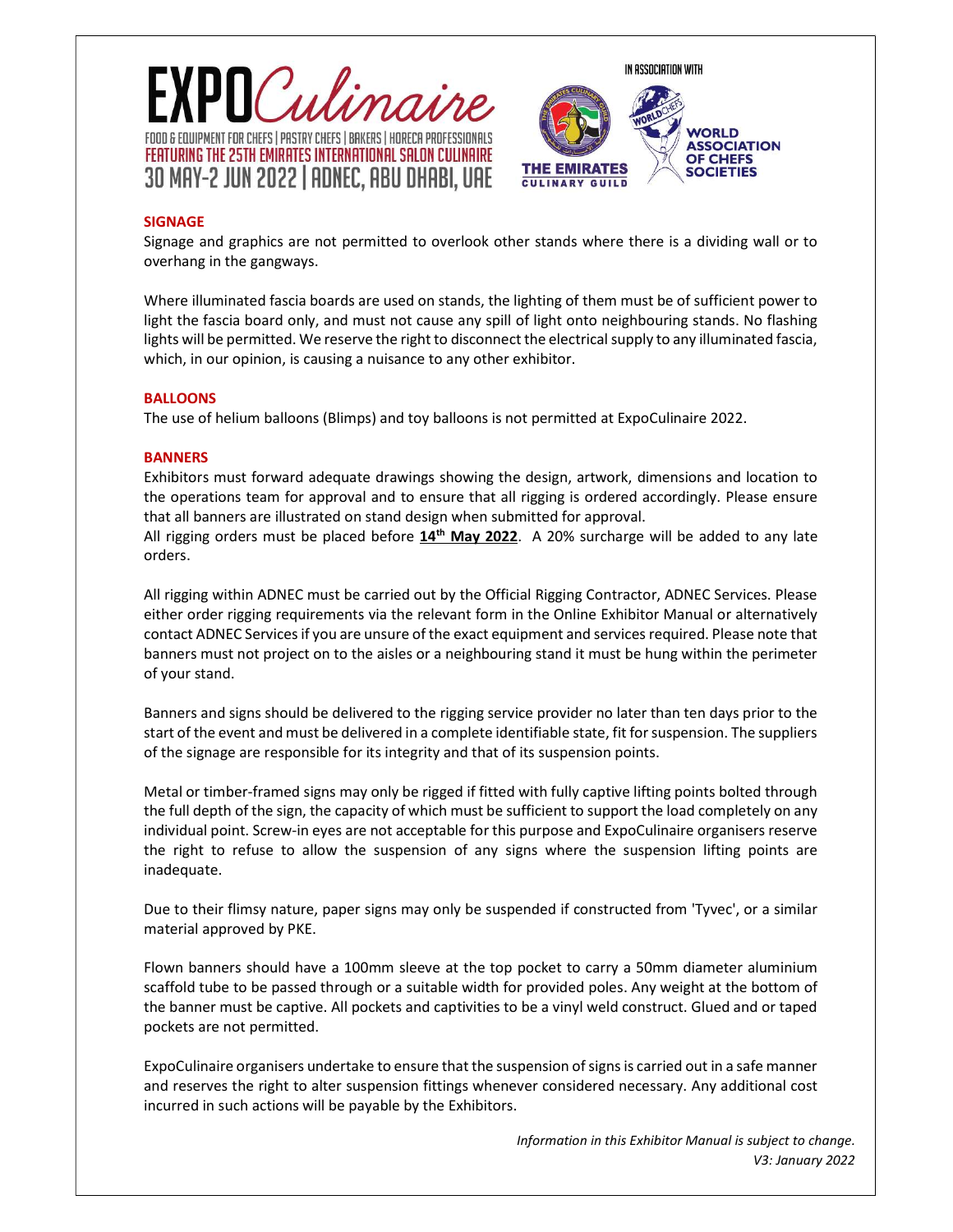## SIGNAGE

Signage and graphics are not permitted to overlook other stands where there is a dividing wall or to overhang in the gangways.

Where illuminated fascia boards are used on stands, the lighting of them must be of sufficient power to light the fascia board only, and must not cause any spill of light onto neighbouring stands. No flashing lights will be permitted. We reserve the right to disconnect the electrical supply to any illuminated fascia, which, in our opinion, is causing a nuisance to any other exhibitor.

## BALLOONS

The use of helium balloons (Blimps) and toy balloons is not permitted at ExpoCulinaire 2022.

## BANNERS

Exhibitors must forward adequate drawings showing the design, artwork, dimensions and location to the operations team for approval and to ensure that all rigging is ordered accordingly. Please ensure that all banners are illustrated on stand design when submitted for approval.
All rigging orders must be placed before **14th May 2022**. A 20% surcharge will be added to any late orders.

All rigging within ADNEC must be carried out by the Official Rigging Contractor, ADNEC Services. Please either order rigging requirements via the relevant form in the Online Exhibitor Manual or alternatively contact ADNEC Services if you are unsure of the exact equipment and services required. Please note that banners must not project on to the aisles or a neighbouring stand it must be hung within the perimeter of your stand.

Banners and signs should be delivered to the rigging service provider no later than ten days prior to the start of the event and must be delivered in a complete identifiable state, fit for suspension. The suppliers of the signage are responsible for its integrity and that of its suspension points.

Metal or timber-framed signs may only be rigged if fitted with fully captive lifting points bolted through the full depth of the sign, the capacity of which must be sufficient to support the load completely on any individual point. Screw-in eyes are not acceptable for this purpose and ExpoCulinaire organisers reserve the right to refuse to allow the suspension of any signs where the suspension lifting points are inadequate.

Due to their flimsy nature, paper signs may only be suspended if constructed from 'Tyvec', or a similar material approved by PKE.

Flown banners should have a 100mm sleeve at the top pocket to carry a 50mm diameter aluminium scaffold tube to be passed through or a suitable width for provided poles. Any weight at the bottom of the banner must be captive. All pockets and captivities to be a vinyl weld construct. Glued and or taped pockets are not permitted.

ExpoCulinaire organisers undertake to ensure that the suspension of signs is carried out in a safe manner and reserves the right to alter suspension fittings whenever considered necessary. Any additional cost incurred in such actions will be payable by the Exhibitors.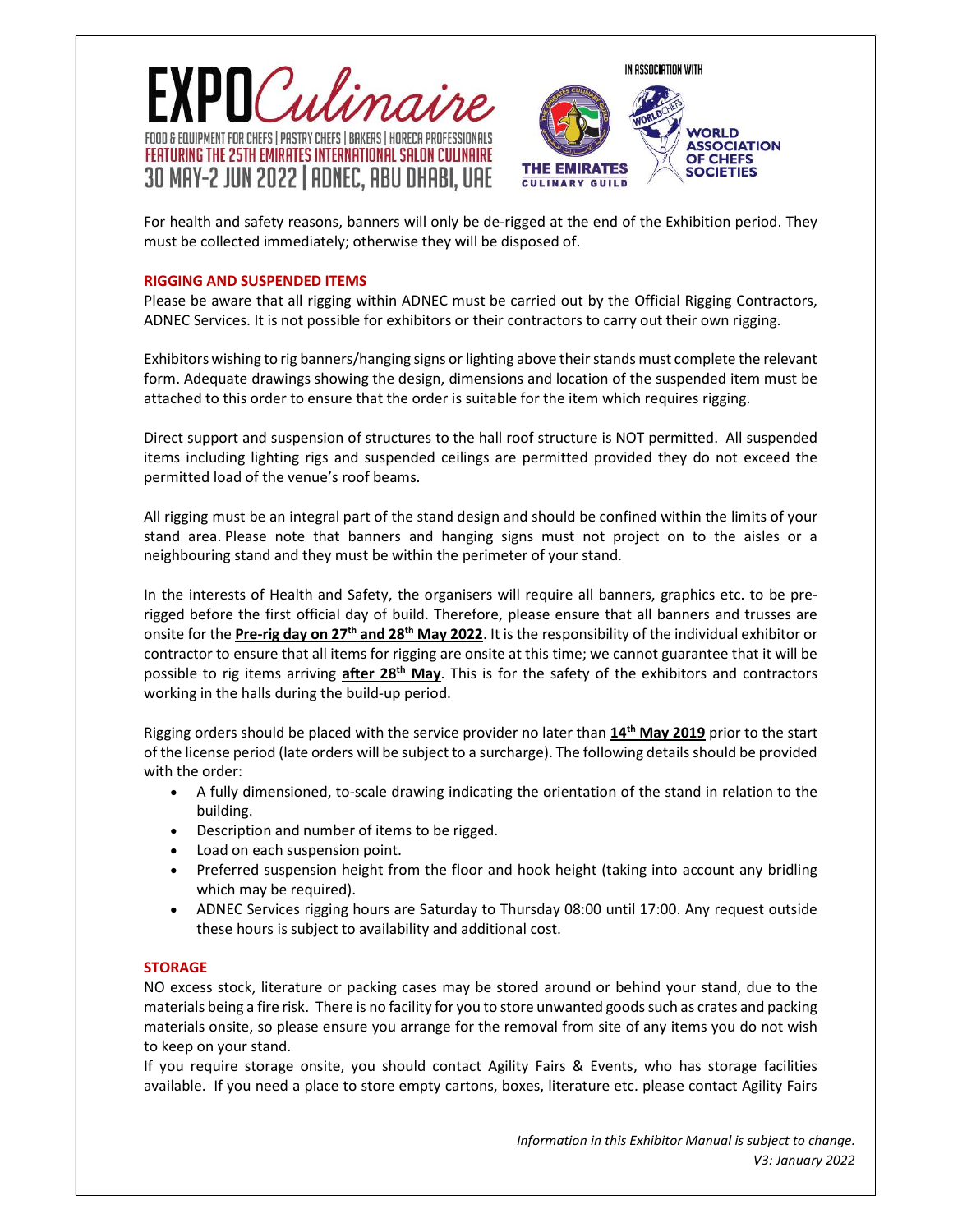For health and safety reasons, banners will only be de-rigged at the end of the Exhibition period. They must be collected immediately; otherwise they will be disposed of.

## RIGGING AND SUSPENDED ITEMS

Please be aware that all rigging within ADNEC must be carried out by the Official Rigging Contractors, ADNEC Services. It is not possible for exhibitors or their contractors to carry out their own rigging.

Exhibitors wishing to rig banners/hanging signs or lighting above their stands must complete the relevant form. Adequate drawings showing the design, dimensions and location of the suspended item must be attached to this order to ensure that the order is suitable for the item which requires rigging.

Direct support and suspension of structures to the hall roof structure is NOT permitted. All suspended items including lighting rigs and suspended ceilings are permitted provided they do not exceed the permitted load of the venue's roof beams.

All rigging must be an integral part of the stand design and should be confined within the limits of your stand area. Please note that banners and hanging signs must not project on to the aisles or a neighbouring stand and they must be within the perimeter of your stand.

In the interests of Health and Safety, the organisers will require all banners, graphics etc. to be pre-rigged before the first official day of build. Therefore, please ensure that all banners and trusses are onsite for the **Pre-rig day on 27th and 28th May 2022**. It is the responsibility of the individual exhibitor or contractor to ensure that all items for rigging are onsite at this time; we cannot guarantee that it will be possible to rig items arriving **after 28th May**. This is for the safety of the exhibitors and contractors working in the halls during the build-up period.

Rigging orders should be placed with the service provider no later than **14th May 2019** prior to the start of the license period (late orders will be subject to a surcharge). The following details should be provided with the order:

- A fully dimensioned, to-scale drawing indicating the orientation of the stand in relation to the building.
- Description and number of items to be rigged.
- Load on each suspension point.
- Preferred suspension height from the floor and hook height (taking into account any bridling which may be required).
- ADNEC Services rigging hours are Saturday to Thursday 08:00 until 17:00. Any request outside these hours is subject to availability and additional cost.

## STORAGE

NO excess stock, literature or packing cases may be stored around or behind your stand, due to the materials being a fire risk. There is no facility for you to store unwanted goods such as crates and packing materials onsite, so please ensure you arrange for the removal from site of any items you do not wish to keep on your stand.

If you require storage onsite, you should contact Agility Fairs & Events, who has storage facilities available. If you need a place to store empty cartons, boxes, literature etc. please contact Agility Fairs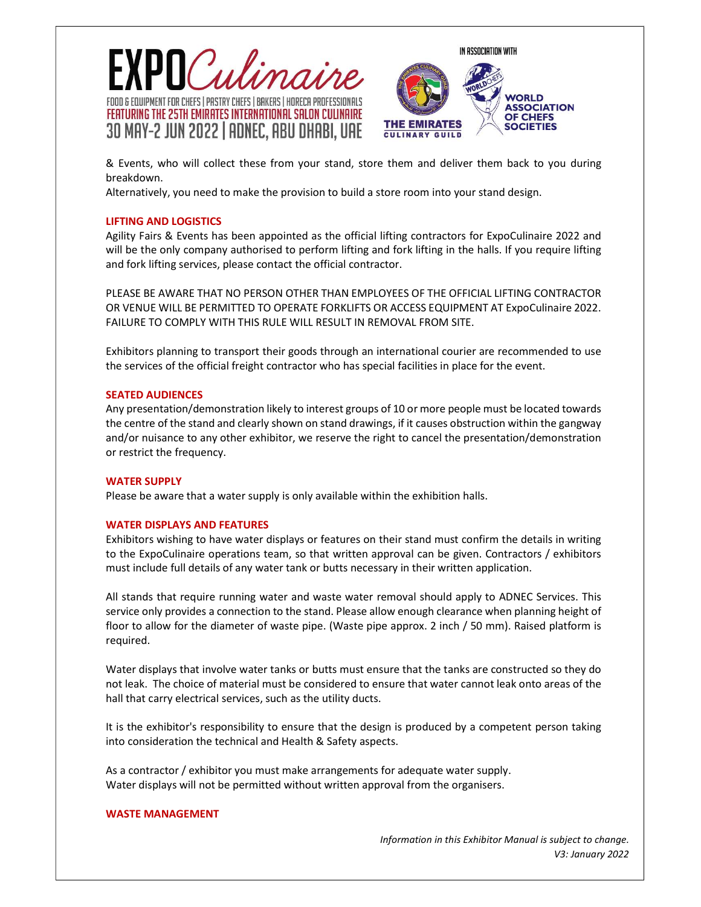& Events, who will collect these from your stand, store them and deliver them back to you during breakdown.

Alternatively, you need to make the provision to build a store room into your stand design.

## LIFTING AND LOGISTICS

Agility Fairs & Events has been appointed as the official lifting contractors for ExpoCulinaire 2022 and will be the only company authorised to perform lifting and fork lifting in the halls. If you require lifting and fork lifting services, please contact the official contractor.

PLEASE BE AWARE THAT NO PERSON OTHER THAN EMPLOYEES OF THE OFFICIAL LIFTING CONTRACTOR OR VENUE WILL BE PERMITTED TO OPERATE FORKLIFTS OR ACCESS EQUIPMENT AT ExpoCulinaire 2022. FAILURE TO COMPLY WITH THIS RULE WILL RESULT IN REMOVAL FROM SITE.

Exhibitors planning to transport their goods through an international courier are recommended to use the services of the official freight contractor who has special facilities in place for the event.

## SEATED AUDIENCES

Any presentation/demonstration likely to interest groups of 10 or more people must be located towards the centre of the stand and clearly shown on stand drawings, if it causes obstruction within the gangway and/or nuisance to any other exhibitor, we reserve the right to cancel the presentation/demonstration or restrict the frequency.

## WATER SUPPLY

Please be aware that a water supply is only available within the exhibition halls.

## WATER DISPLAYS AND FEATURES

Exhibitors wishing to have water displays or features on their stand must confirm the details in writing to the ExpoCulinaire operations team, so that written approval can be given. Contractors / exhibitors must include full details of any water tank or butts necessary in their written application.

All stands that require running water and waste water removal should apply to ADNEC Services. This service only provides a connection to the stand. Please allow enough clearance when planning height of floor to allow for the diameter of waste pipe. (Waste pipe approx. 2 inch / 50 mm). Raised platform is required.

Water displays that involve water tanks or butts must ensure that the tanks are constructed so they do not leak. The choice of material must be considered to ensure that water cannot leak onto areas of the hall that carry electrical services, such as the utility ducts.

It is the exhibitor's responsibility to ensure that the design is produced by a competent person taking into consideration the technical and Health & Safety aspects.

As a contractor / exhibitor you must make arrangements for adequate water supply.
Water displays will not be permitted without written approval from the organisers.

## WASTE MANAGEMENT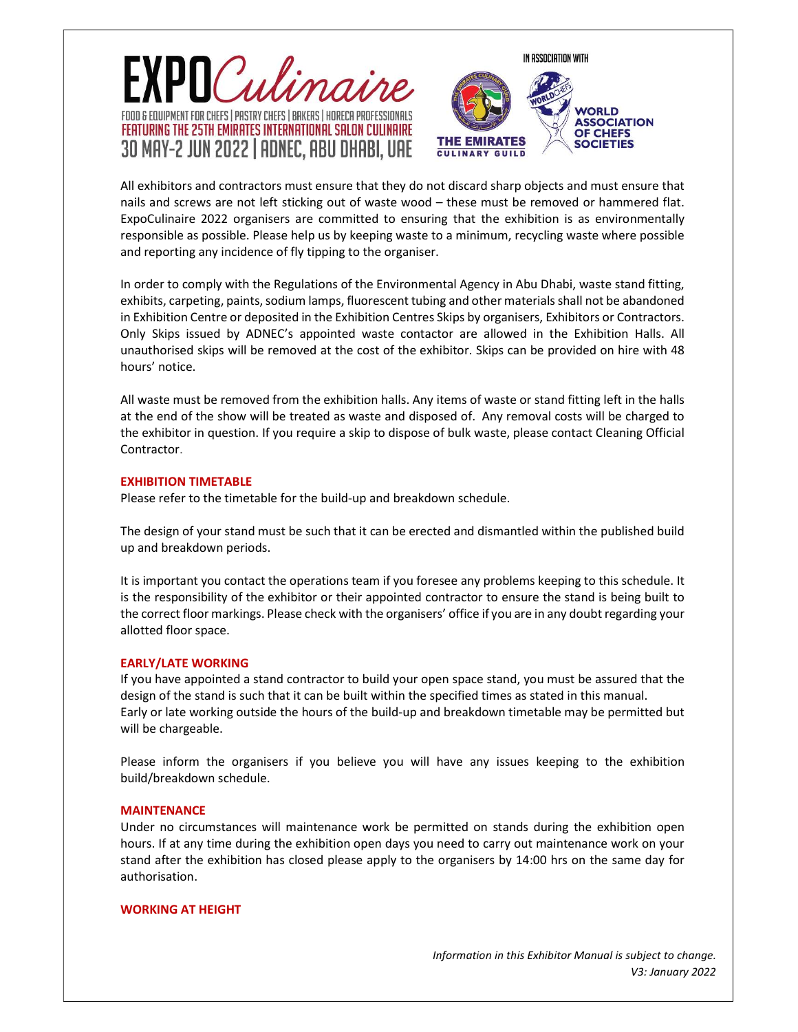All exhibitors and contractors must ensure that they do not discard sharp objects and must ensure that nails and screws are not left sticking out of waste wood – these must be removed or hammered flat. ExpoCulinaire 2022 organisers are committed to ensuring that the exhibition is as environmentally responsible as possible. Please help us by keeping waste to a minimum, recycling waste where possible and reporting any incidence of fly tipping to the organiser.

In order to comply with the Regulations of the Environmental Agency in Abu Dhabi, waste stand fitting, exhibits, carpeting, paints, sodium lamps, fluorescent tubing and other materials shall not be abandoned in Exhibition Centre or deposited in the Exhibition Centres Skips by organisers, Exhibitors or Contractors. Only Skips issued by ADNEC's appointed waste contactor are allowed in the Exhibition Halls. All unauthorised skips will be removed at the cost of the exhibitor. Skips can be provided on hire with 48 hours' notice.

All waste must be removed from the exhibition halls. Any items of waste or stand fitting left in the halls at the end of the show will be treated as waste and disposed of. Any removal costs will be charged to the exhibitor in question. If you require a skip to dispose of bulk waste, please contact Cleaning Official Contractor.

## EXHIBITION TIMETABLE

Please refer to the timetable for the build-up and breakdown schedule.

The design of your stand must be such that it can be erected and dismantled within the published build up and breakdown periods.

It is important you contact the operations team if you foresee any problems keeping to this schedule. It is the responsibility of the exhibitor or their appointed contractor to ensure the stand is being built to the correct floor markings. Please check with the organisers' office if you are in any doubt regarding your allotted floor space.

## EARLY/LATE WORKING

If you have appointed a stand contractor to build your open space stand, you must be assured that the design of the stand is such that it can be built within the specified times as stated in this manual. Early or late working outside the hours of the build-up and breakdown timetable may be permitted but will be chargeable.

Please inform the organisers if you believe you will have any issues keeping to the exhibition build/breakdown schedule.

## MAINTENANCE

Under no circumstances will maintenance work be permitted on stands during the exhibition open hours. If at any time during the exhibition open days you need to carry out maintenance work on your stand after the exhibition has closed please apply to the organisers by 14:00 hrs on the same day for authorisation.

## WORKING AT HEIGHT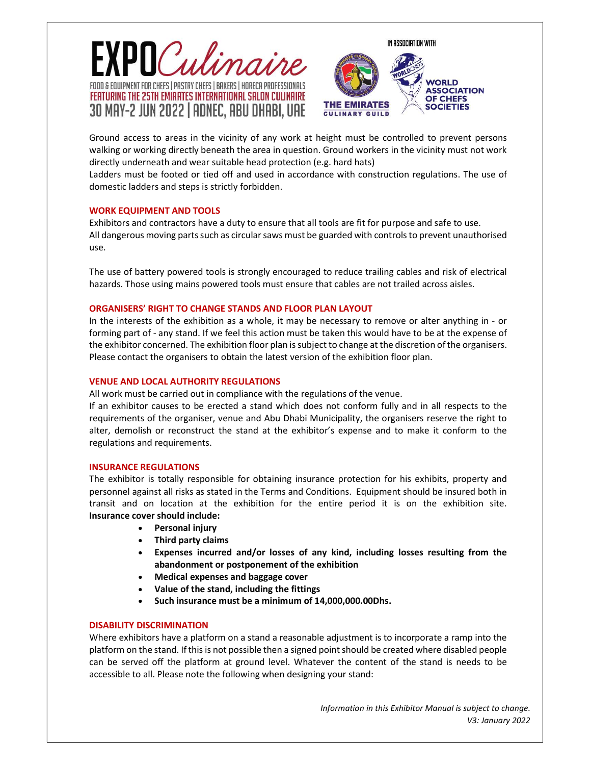Ground access to areas in the vicinity of any work at height must be controlled to prevent persons walking or working directly beneath the area in question. Ground workers in the vicinity must not work directly underneath and wear suitable head protection (e.g. hard hats)

Ladders must be footed or tied off and used in accordance with construction regulations. The use of domestic ladders and steps is strictly forbidden.

## WORK EQUIPMENT AND TOOLS

Exhibitors and contractors have a duty to ensure that all tools are fit for purpose and safe to use. All dangerous moving parts such as circular saws must be guarded with controls to prevent unauthorised use.

The use of battery powered tools is strongly encouraged to reduce trailing cables and risk of electrical hazards. Those using mains powered tools must ensure that cables are not trailed across aisles.

## ORGANISERS' RIGHT TO CHANGE STANDS AND FLOOR PLAN LAYOUT

In the interests of the exhibition as a whole, it may be necessary to remove or alter anything in - or forming part of - any stand. If we feel this action must be taken this would have to be at the expense of the exhibitor concerned. The exhibition floor plan is subject to change at the discretion of the organisers. Please contact the organisers to obtain the latest version of the exhibition floor plan.

## VENUE AND LOCAL AUTHORITY REGULATIONS

All work must be carried out in compliance with the regulations of the venue.

If an exhibitor causes to be erected a stand which does not conform fully and in all respects to the requirements of the organiser, venue and Abu Dhabi Municipality, the organisers reserve the right to alter, demolish or reconstruct the stand at the exhibitor's expense and to make it conform to the regulations and requirements.

## INSURANCE REGULATIONS

The exhibitor is totally responsible for obtaining insurance protection for his exhibits, property and personnel against all risks as stated in the Terms and Conditions. Equipment should be insured both in transit and on location at the exhibition for the entire period it is on the exhibition site. **Insurance cover should include:**

- **Personal injury**
- **Third party claims**
- **Expenses incurred and/or losses of any kind, including losses resulting from the abandonment or postponement of the exhibition**
- **Medical expenses and baggage cover**
- **Value of the stand, including the fittings**
- **Such insurance must be a minimum of 14,000,000.00Dhs.**

## DISABILITY DISCRIMINATION

Where exhibitors have a platform on a stand a reasonable adjustment is to incorporate a ramp into the platform on the stand. If this is not possible then a signed point should be created where disabled people can be served off the platform at ground level. Whatever the content of the stand is needs to be accessible to all. Please note the following when designing your stand: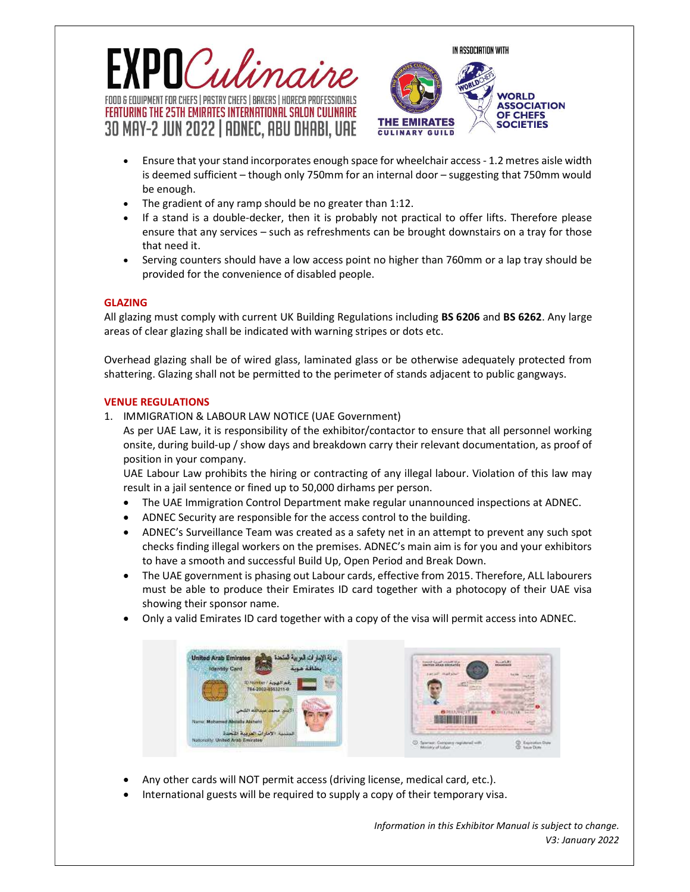- Ensure that your stand incorporates enough space for wheelchair access - 1.2 metres aisle width is deemed sufficient – though only 750mm for an internal door – suggesting that 750mm would be enough.
- The gradient of any ramp should be no greater than 1:12.
- If a stand is a double-decker, then it is probably not practical to offer lifts. Therefore please ensure that any services – such as refreshments can be brought downstairs on a tray for those that need it.
- Serving counters should have a low access point no higher than 760mm or a lap tray should be provided for the convenience of disabled people.

## GLAZING

All glazing must comply with current UK Building Regulations including **BS 6206** and **BS 6262**. Any large areas of clear glazing shall be indicated with warning stripes or dots etc.

Overhead glazing shall be of wired glass, laminated glass or be otherwise adequately protected from shattering. Glazing shall not be permitted to the perimeter of stands adjacent to public gangways.

## VENUE REGULATIONS

1. IMMIGRATION & LABOUR LAW NOTICE (UAE Government)

   As per UAE Law, it is responsibility of the exhibitor/contactor to ensure that all personnel working onsite, during build-up / show days and breakdown carry their relevant documentation, as proof of position in your company.

   UAE Labour Law prohibits the hiring or contracting of any illegal labour. Violation of this law may result in a jail sentence or fined up to 50,000 dirhams per person.

   - The UAE Immigration Control Department make regular unannounced inspections at ADNEC.
   - ADNEC Security are responsible for the access control to the building.
   - ADNEC's Surveillance Team was created as a safety net in an attempt to prevent any such spot checks finding illegal workers on the premises. ADNEC's main aim is for you and your exhibitors to have a smooth and successful Build Up, Open Period and Break Down.
   - The UAE government is phasing out Labour cards, effective from 2015. Therefore, ALL labourers must be able to produce their Emirates ID card together with a photocopy of their UAE visa showing their sponsor name.
   - Only a valid Emirates ID card together with a copy of the visa will permit access into ADNEC.
   - Any other cards will NOT permit access (driving license, medical card, etc.).
   - International guests will be required to supply a copy of their temporary visa.

*Information in this Exhibitor Manual is subject to change.*
*V3: January 2022*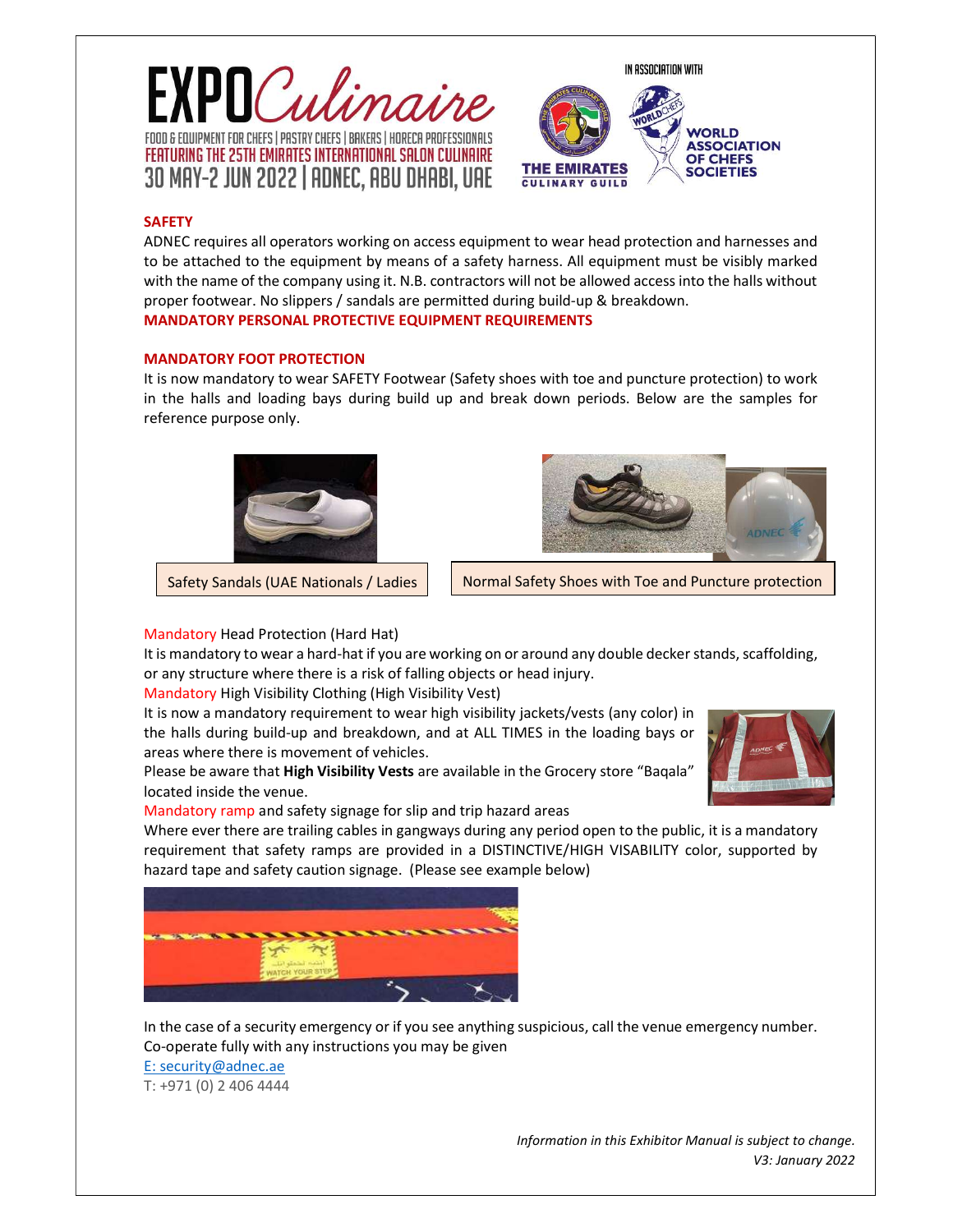## SAFETY

ADNEC requires all operators working on access equipment to wear head protection and harnesses and to be attached to the equipment by means of a safety harness. All equipment must be visibly marked with the name of the company using it. N.B. contractors will not be allowed access into the halls without proper footwear. No slippers / sandals are permitted during build-up & breakdown.

## MANDATORY PERSONAL PROTECTIVE EQUIPMENT REQUIREMENTS

### MANDATORY FOOT PROTECTION

It is now mandatory to wear SAFETY Footwear (Safety shoes with toe and puncture protection) to work in the halls and loading bays during build up and break down periods. Below are the samples for reference purpose only.

Safety Sandals (UAE Nationals / Ladies

Normal Safety Shoes with Toe and Puncture protection

Mandatory Head Protection (Hard Hat)

It is mandatory to wear a hard-hat if you are working on or around any double decker stands, scaffolding, or any structure where there is a risk of falling objects or head injury.

Mandatory High Visibility Clothing (High Visibility Vest)

It is now a mandatory requirement to wear high visibility jackets/vests (any color) in the halls during build-up and breakdown, and at ALL TIMES in the loading bays or areas where there is movement of vehicles.

Please be aware that **High Visibility Vests** are available in the Grocery store "Baqala" located inside the venue.

Mandatory ramp and safety signage for slip and trip hazard areas

Where ever there are trailing cables in gangways during any period open to the public, it is a mandatory requirement that safety ramps are provided in a DISTINCTIVE/HIGH VISABILITY color, supported by hazard tape and safety caution signage. (Please see example below)

In the case of a security emergency or if you see anything suspicious, call the venue emergency number. Co-operate fully with any instructions you may be given

E: security@adnec.ae

T: +971 (0) 2 406 4444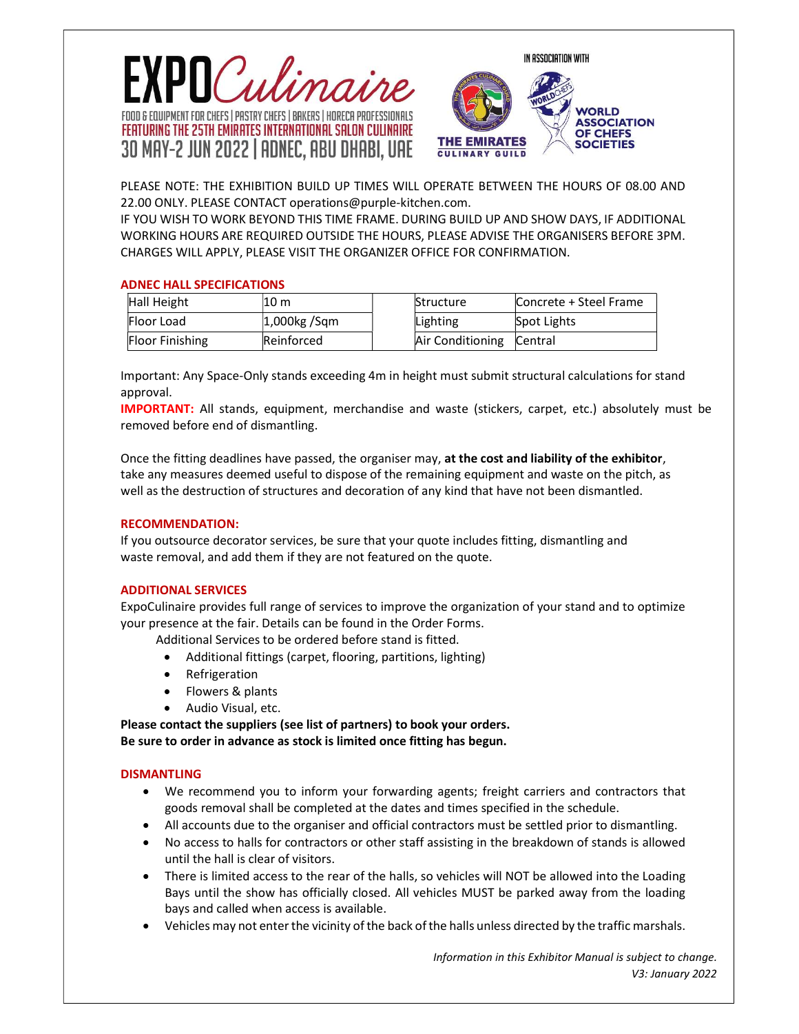# EXPO Culinaire

FOOD & EQUIPMENT FOR CHEFS | PASTRY CHEFS | BAKERS | HORECA PROFESSIONALS
FEATURING THE 25TH EMIRATES INTERNATIONAL SALON CULINAIRE
30 MAY-2 JUN 2022 | ADNEC, ABU DHABI, UAE

IN ASSOCIATION WITH

THE EMIRATES CULINARY GUILD

WORLD ASSOCIATION OF CHEFS SOCIETIES

PLEASE NOTE: THE EXHIBITION BUILD UP TIMES WILL OPERATE BETWEEN THE HOURS OF 08.00 AND 22.00 ONLY. PLEASE CONTACT operations@purple-kitchen.com.
IF YOU WISH TO WORK BEYOND THIS TIME FRAME. DURING BUILD UP AND SHOW DAYS, IF ADDITIONAL WORKING HOURS ARE REQUIRED OUTSIDE THE HOURS, PLEASE ADVISE THE ORGANISERS BEFORE 3PM. CHARGES WILL APPLY, PLEASE VISIT THE ORGANIZER OFFICE FOR CONFIRMATION.

## ADNEC HALL SPECIFICATIONS

| Hall Height | 10 m | Structure | Concrete + Steel Frame |
|---|---|---|---|
| Floor Load | 1,000kg /Sqm | Lighting | Spot Lights |
| Floor Finishing | Reinforced | Air Conditioning | Central |

Important: Any Space-Only stands exceeding 4m in height must submit structural calculations for stand approval.

**IMPORTANT:** All stands, equipment, merchandise and waste (stickers, carpet, etc.) absolutely must be removed before end of dismantling.

Once the fitting deadlines have passed, the organiser may, **at the cost and liability of the exhibitor**, take any measures deemed useful to dispose of the remaining equipment and waste on the pitch, as well as the destruction of structures and decoration of any kind that have not been dismantled.

## RECOMMENDATION:

If you outsource decorator services, be sure that your quote includes fitting, dismantling and waste removal, and add them if they are not featured on the quote.

## ADDITIONAL SERVICES

ExpoCulinaire provides full range of services to improve the organization of your stand and to optimize your presence at the fair. Details can be found in the Order Forms.

Additional Services to be ordered before stand is fitted.

- Additional fittings (carpet, flooring, partitions, lighting)
- Refrigeration
- Flowers & plants
- Audio Visual, etc.

**Please contact the suppliers (see list of partners) to book your orders.**
**Be sure to order in advance as stock is limited once fitting has begun.**

## DISMANTLING

- We recommend you to inform your forwarding agents; freight carriers and contractors that goods removal shall be completed at the dates and times specified in the schedule.
- All accounts due to the organiser and official contractors must be settled prior to dismantling.
- No access to halls for contractors or other staff assisting in the breakdown of stands is allowed until the hall is clear of visitors.
- There is limited access to the rear of the halls, so vehicles will NOT be allowed into the Loading Bays until the show has officially closed. All vehicles MUST be parked away from the loading bays and called when access is available.
- Vehicles may not enter the vicinity of the back of the halls unless directed by the traffic marshals.

*Information in this Exhibitor Manual is subject to change.*
*V3: January 2022*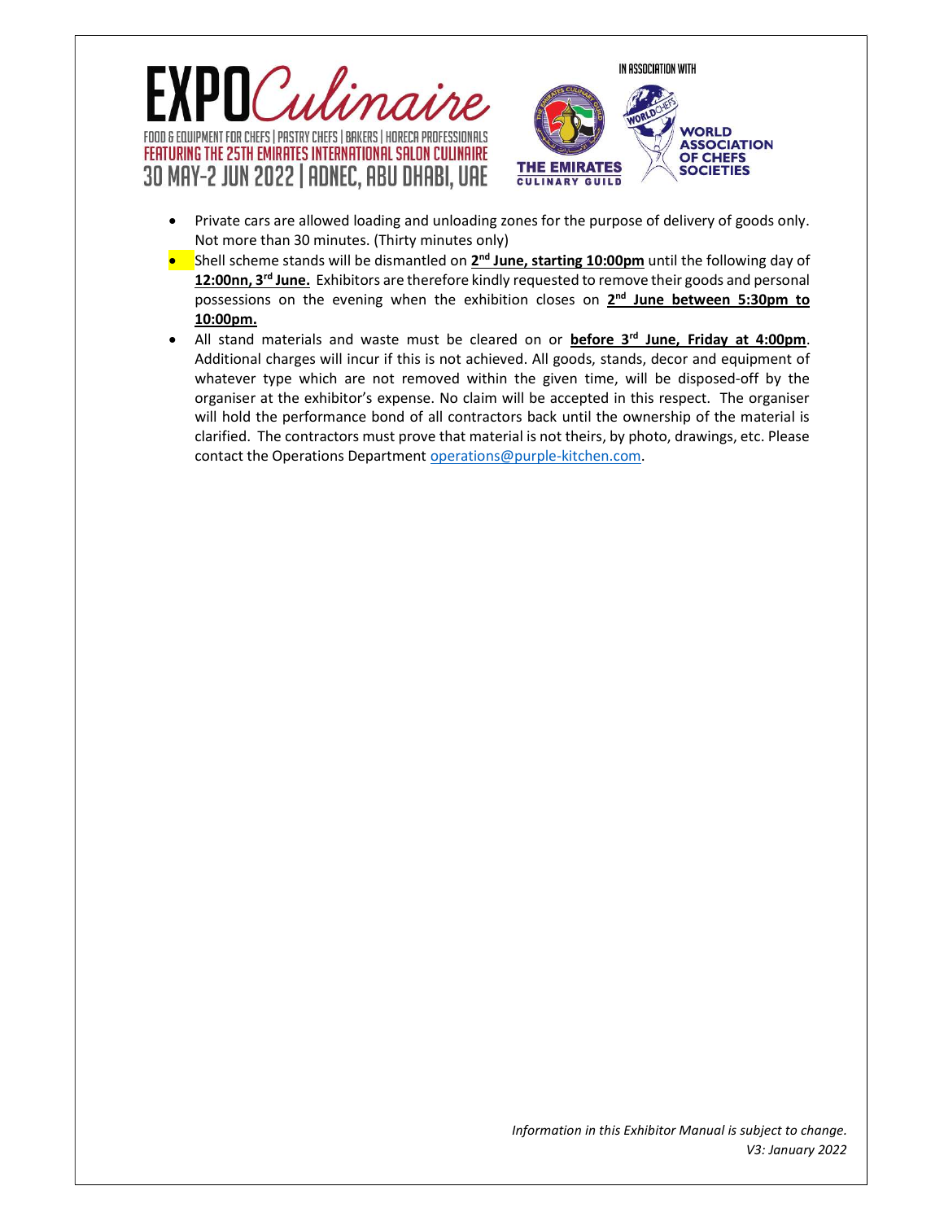- Private cars are allowed loading and unloading zones for the purpose of delivery of goods only. Not more than 30 minutes. (Thirty minutes only)
- Shell scheme stands will be dismantled on **2nd June, starting 10:00pm** until the following day of **12:00nn, 3rd June.** Exhibitors are therefore kindly requested to remove their goods and personal possessions on the evening when the exhibition closes on **2nd June between 5:30pm to 10:00pm.**
- All stand materials and waste must be cleared on or **before 3rd June, Friday at 4:00pm**. Additional charges will incur if this is not achieved. All goods, stands, decor and equipment of whatever type which are not removed within the given time, will be disposed-off by the organiser at the exhibitor's expense. No claim will be accepted in this respect. The organiser will hold the performance bond of all contractors back until the ownership of the material is clarified. The contractors must prove that material is not theirs, by photo, drawings, etc. Please contact the Operations Department operations@purple-kitchen.com.

*Information in this Exhibitor Manual is subject to change.*
*V3: January 2022*